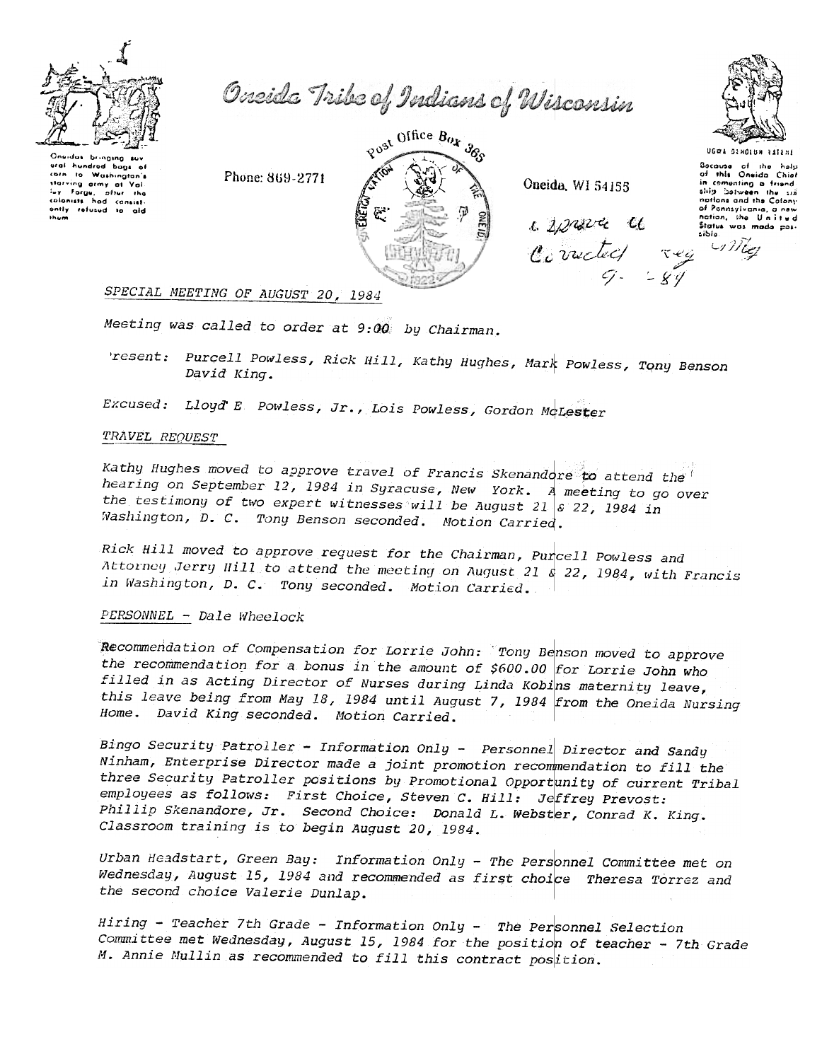Oneida Tribe of Indians of Wisconsin

Oneidas bringing several hundred bags of corn to Washington's starving army at Valley Forge, after the colonists had consistently refused to aid them.

Phone: 869-2771

Post Office Box 365

Oneida, WI 54155

UGWA DEMOLUM YATEHE

Because of the help of this Oneida Chief in cementing a friendship between the six nations and the Colony of Pennsylvania, a new nation, the United States was made possible.

approved as corrected reg mtg 9- -84

## SPECIAL MEETING OF AUGUST 20, 1984

*Meeting was called to order at 9:00 by Chairman.*

*Present: Purcell Powless, Rick Hill, Kathy Hughes, Mark Powless, Tony Benson David King.*

*Excused: Lloyd E Powless, Jr., Lois Powless, Gordon McLester*

### TRAVEL REQUEST

*Kathy Hughes moved to approve travel of Francis Skenandore to attend the hearing on September 12, 1984 in Syracuse, New York. A meeting to go over the testimony of two expert witnesses will be August 21 & 22, 1984 in Washington, D. C. Tony Benson seconded. Motion Carried.*

*Rick Hill moved to approve request for the Chairman, Purcell Powless and Attorney Jerry Hill to attend the meeting on August 21 & 22, 1984, with Francis in Washington, D. C. Tony seconded. Motion Carried.*

### PERSONNEL - Dale Wheelock

*Recommendation of Compensation for Lorrie John: Tony Benson moved to approve the recommendation for a bonus in the amount of $600.00 for Lorrie John who filled in as Acting Director of Nurses during Linda Kobins maternity leave, this leave being from May 18, 1984 until August 7, 1984 from the Oneida Nursing Home. David King seconded. Motion Carried.*

*Bingo Security Patroller - Information Only - Personnel Director and Sandy Ninham, Enterprise Director made a joint promotion recommendation to fill the three Security Patroller positions by Promotional Opportunity of current Tribal employees as follows: First Choice, Steven C. Hill: Jeffrey Prevost: Phillip Skenandore, Jr. Second Choice: Donald L. Webster, Conrad K. King. Classroom training is to begin August 20, 1984.*

*Urban Headstart, Green Bay: Information Only - The Personnel Committee met on Wednesday, August 15, 1984 and recommended as first choice Theresa Torrez and the second choice Valerie Dunlap.*

*Hiring - Teacher 7th Grade - Information Only - The Personnel Selection Committee met Wednesday, August 15, 1984 for the position of teacher - 7th Grade M. Annie Mullin as recommended to fill this contract position.*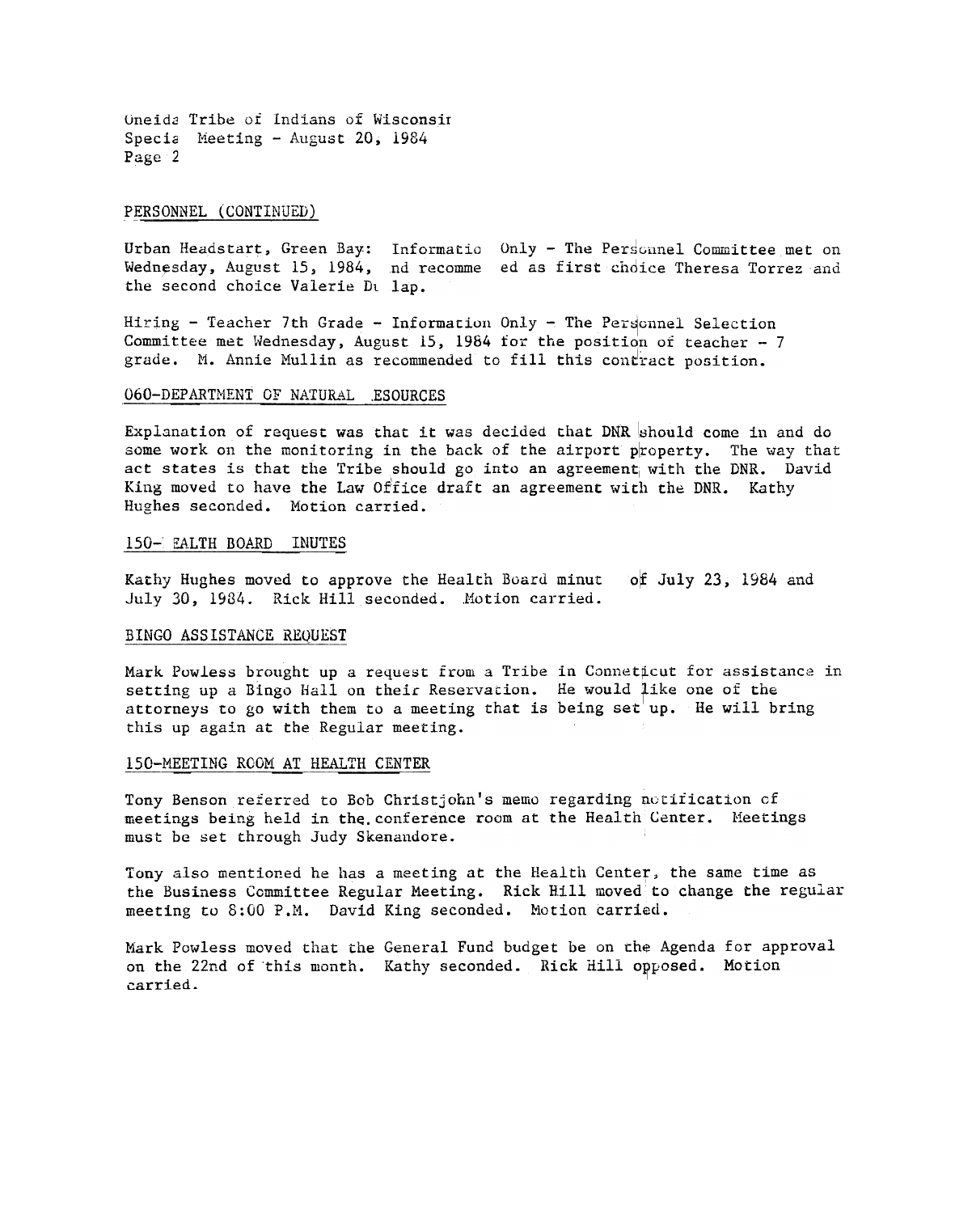## PERSONNEL (CONTINUED)

Urban Headstart, Green Bay: Informatio Only - The Personnel Committee met on Wednesday, August 15, 1984, nd recomme ed as first choice Theresa Torrez and the second choice Valerie Di lap.

Hiring - Teacher 7th Grade - Information Only - The Personnel Selection Committee met Wednesday, August 15, 1984 for the position of teacher - 7 grade. M. Annie Mullin as recommended to fill this contract position.

## 060-DEPARTMENT OF NATURAL ESOURCES

Explanation of request was that it was decided that DNR should come in and do some work on the monitoring in the back of the airport property. The way that act states is that the Tribe should go into an agreement with the DNR. David King moved to have the Law Office draft an agreement with the DNR. Kathy Hughes seconded. Motion carried.

## 150- EALTH BOARD INUTES

Kathy Hughes moved to approve the Health Board minut of July 23, 1984 and July 30, 1984. Rick Hill seconded. Motion carried.

## BINGO ASSISTANCE REQUEST

Mark Powless brought up a request from a Tribe in Conneticut for assistance in setting up a Bingo Hall on their Reservation. He would like one of the attorneys to go with them to a meeting that is being set up. He will bring this up again at the Regular meeting.

## 150-MEETING ROOM AT HEALTH CENTER

Tony Benson referred to Bob Christjohn's memo regarding notification of meetings being held in the conference room at the Health Center. Meetings must be set through Judy Skenandore.

Tony also mentioned he has a meeting at the Health Center, the same time as the Business Committee Regular Meeting. Rick Hill moved to change the regular meeting to 8:00 P.M. David King seconded. Motion carried.

Mark Powless moved that the General Fund budget be on the Agenda for approval on the 22nd of this month. Kathy seconded. Rick Hill opposed. Motion carried.